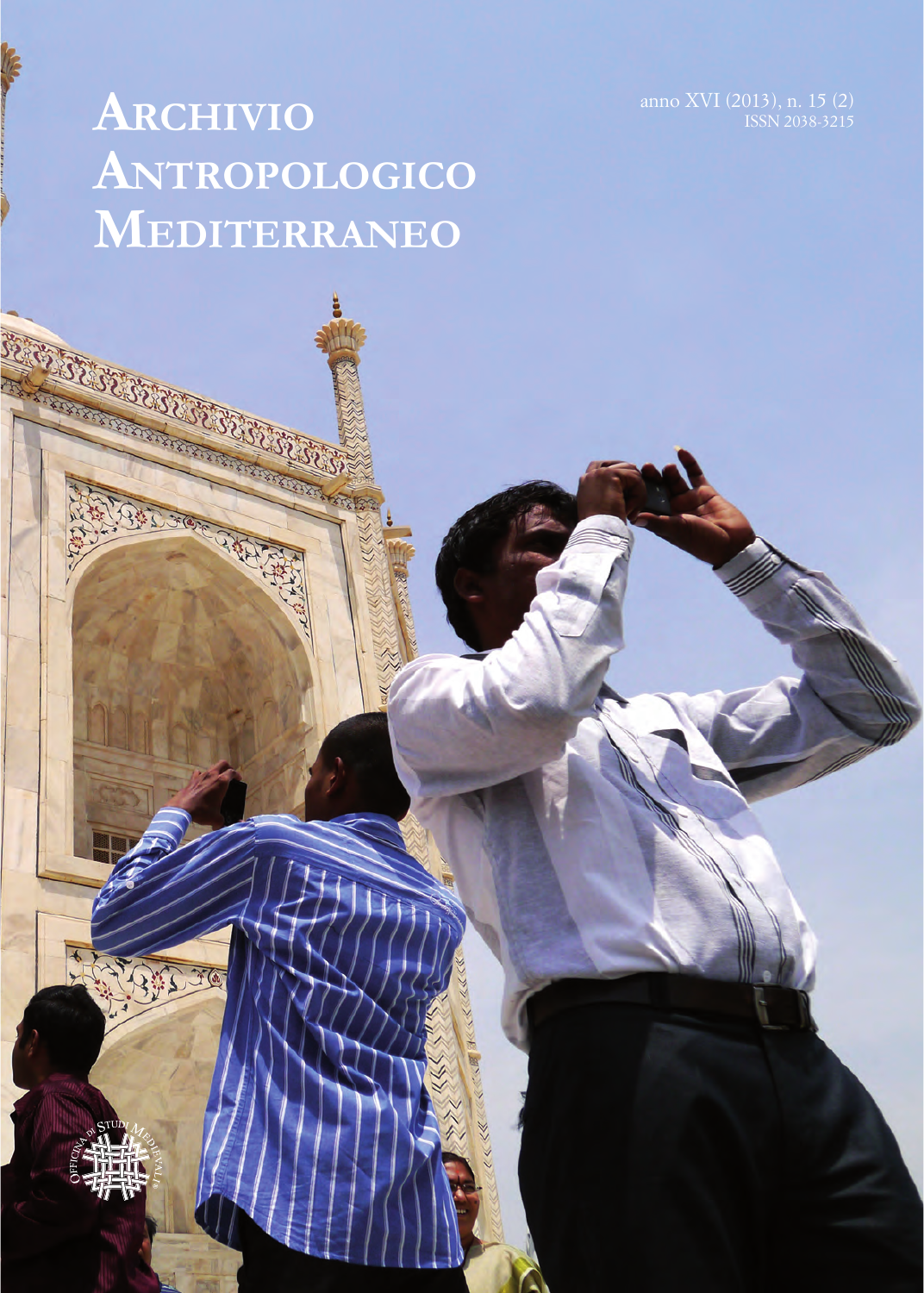# Archivio Antropologico Mediterraneo

anno XVI (2013), n. 15 (2)
ISSN 2038-3215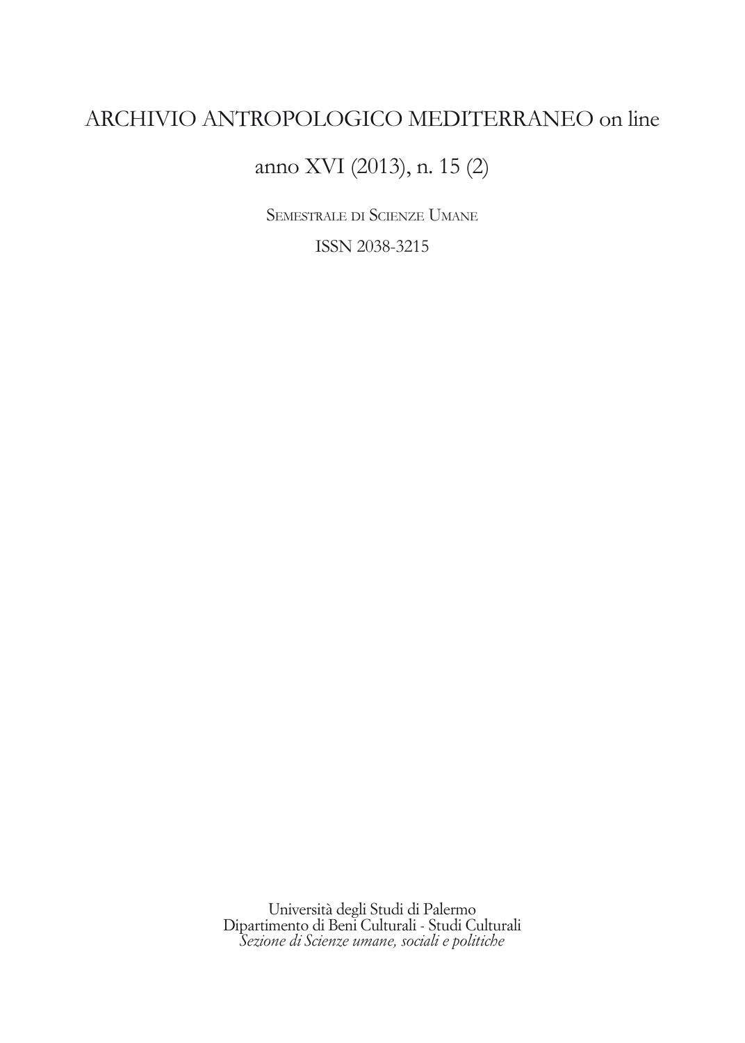# ARCHIVIO ANTROPOLOGICO MEDITERRANEO on line

anno XVI (2013), n. 15 (2)

SEMESTRALE DI SCIENZE UMANE

ISSN 2038-3215

Università degli Studi di Palermo
Dipartimento di Beni Culturali - Studi Culturali
*Sezione di Scienze umane, sociali e politiche*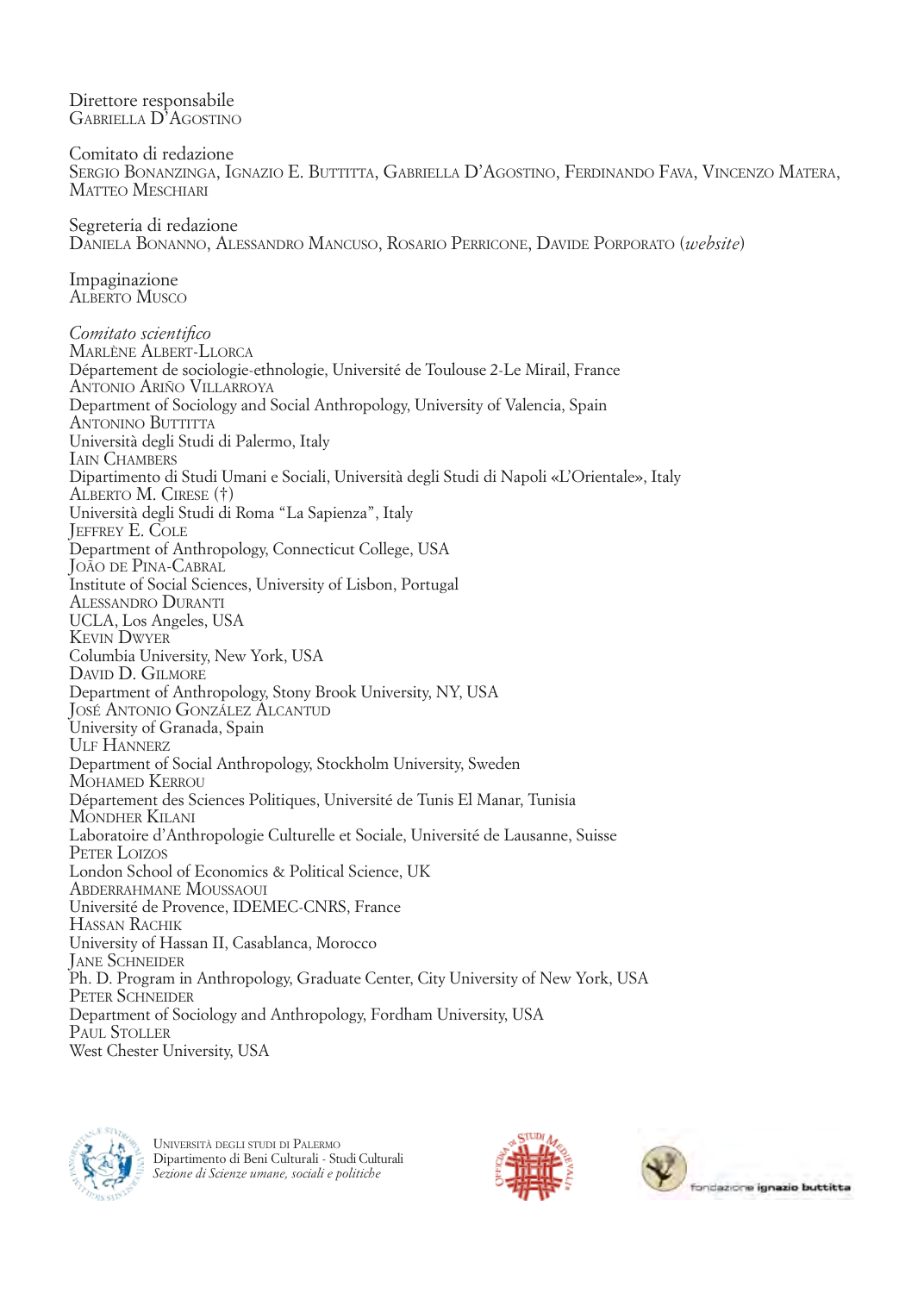Direttore responsabile
Gabriella D'Agostino

Comitato di redazione
Sergio Bonanzinga, Ignazio E. Buttitta, Gabriella D'Agostino, Ferdinando Fava, Vincenzo Matera, Matteo Meschiari

Segreteria di redazione
Daniela Bonanno, Alessandro Mancuso, Rosario Perricone, Davide Porporato (*website*)

Impaginazione
Alberto Musco

*Comitato scientifico*
Marlène Albert-Llorca
Département de sociologie-ethnologie, Université de Toulouse 2-Le Mirail, France
Antonio Ariño Villarroya
Department of Sociology and Social Anthropology, University of Valencia, Spain
Antonino Buttitta
Università degli Studi di Palermo, Italy
Iain Chambers
Dipartimento di Studi Umani e Sociali, Università degli Studi di Napoli «L'Orientale», Italy
Alberto M. Cirese (†)
Università degli Studi di Roma "La Sapienza", Italy
Jeffrey E. Cole
Department of Anthropology, Connecticut College, USA
João de Pina-Cabral
Institute of Social Sciences, University of Lisbon, Portugal
Alessandro Duranti
UCLA, Los Angeles, USA
Kevin Dwyer
Columbia University, New York, USA
David D. Gilmore
Department of Anthropology, Stony Brook University, NY, USA
José Antonio González Alcantud
University of Granada, Spain
Ulf Hannerz
Department of Social Anthropology, Stockholm University, Sweden
Mohamed Kerrou
Département des Sciences Politiques, Université de Tunis El Manar, Tunisia
Mondher Kilani
Laboratoire d'Anthropologie Culturelle et Sociale, Université de Lausanne, Suisse
Peter Loizos
London School of Economics & Political Science, UK
Abderrahmane Moussaoui
Université de Provence, IDEMEC-CNRS, France
Hassan Rachik
University of Hassan II, Casablanca, Morocco
Jane Schneider
Ph. D. Program in Anthropology, Graduate Center, City University of New York, USA
Peter Schneider
Department of Sociology and Anthropology, Fordham University, USA
Paul Stoller
West Chester University, USA

Università degli studi di Palermo
Dipartimento di Beni Culturali - Studi Culturali
*Sezione di Scienze umane, sociali e politiche*

fondazione ignazio buttitta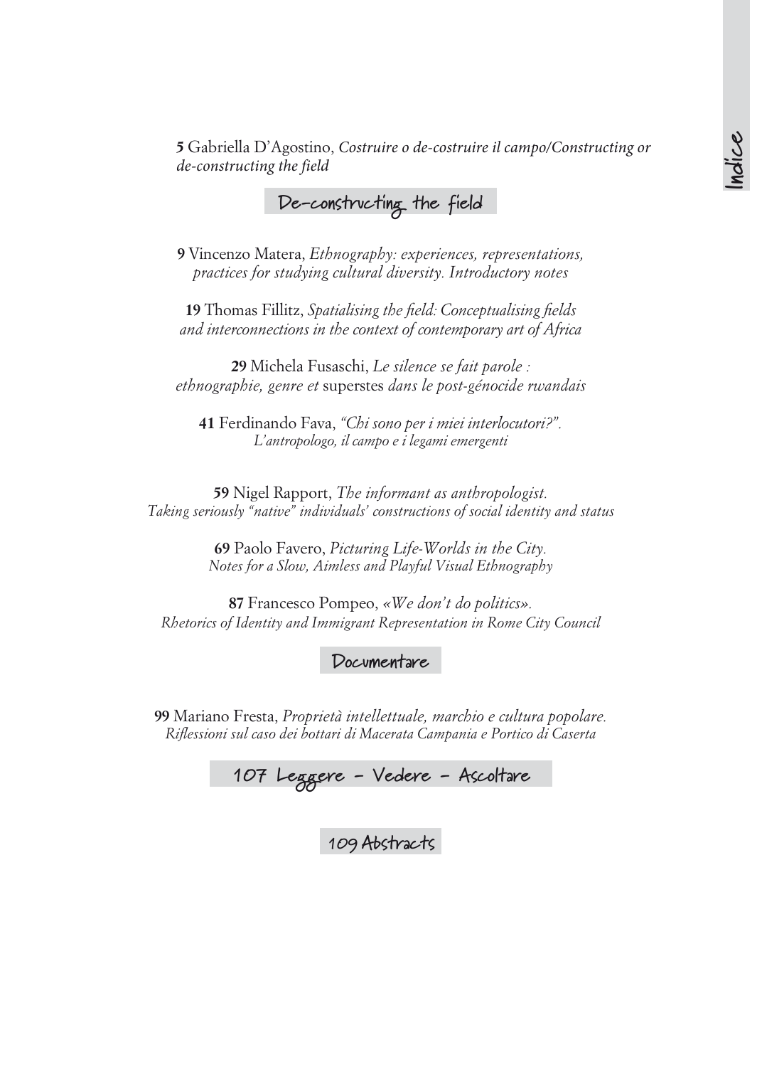# Indice

**5** Gabriella D'Agostino, *Costruire o de-costruire il campo/Constructing or de-constructing the field*

## De-constructing the field

**9** Vincenzo Matera, *Ethnography: experiences, representations, practices for studying cultural diversity. Introductory notes*

**19** Thomas Fillitz, *Spatialising the field: Conceptualising fields and interconnections in the context of contemporary art of Africa*

**29** Michela Fusaschi, *Le silence se fait parole : ethnographie, genre et* superstes *dans le post-génocide rwandais*

**41** Ferdinando Fava, *"Chi sono per i miei interlocutori?". L'antropologo, il campo e i legami emergenti*

**59** Nigel Rapport, *The informant as anthropologist. Taking seriously "native" individuals' constructions of social identity and status*

**69** Paolo Favero, *Picturing Life-Worlds in the City. Notes for a Slow, Aimless and Playful Visual Ethnography*

**87** Francesco Pompeo, *«We don't do politics». Rhetorics of Identity and Immigrant Representation in Rome City Council*

## Documentare

**99** Mariano Fresta, *Proprietà intellettuale, marchio e cultura popolare. Riflessioni sul caso dei bottari di Macerata Campania e Portico di Caserta*

## 107 Leggere - Vedere - Ascoltare

## 109 Abstracts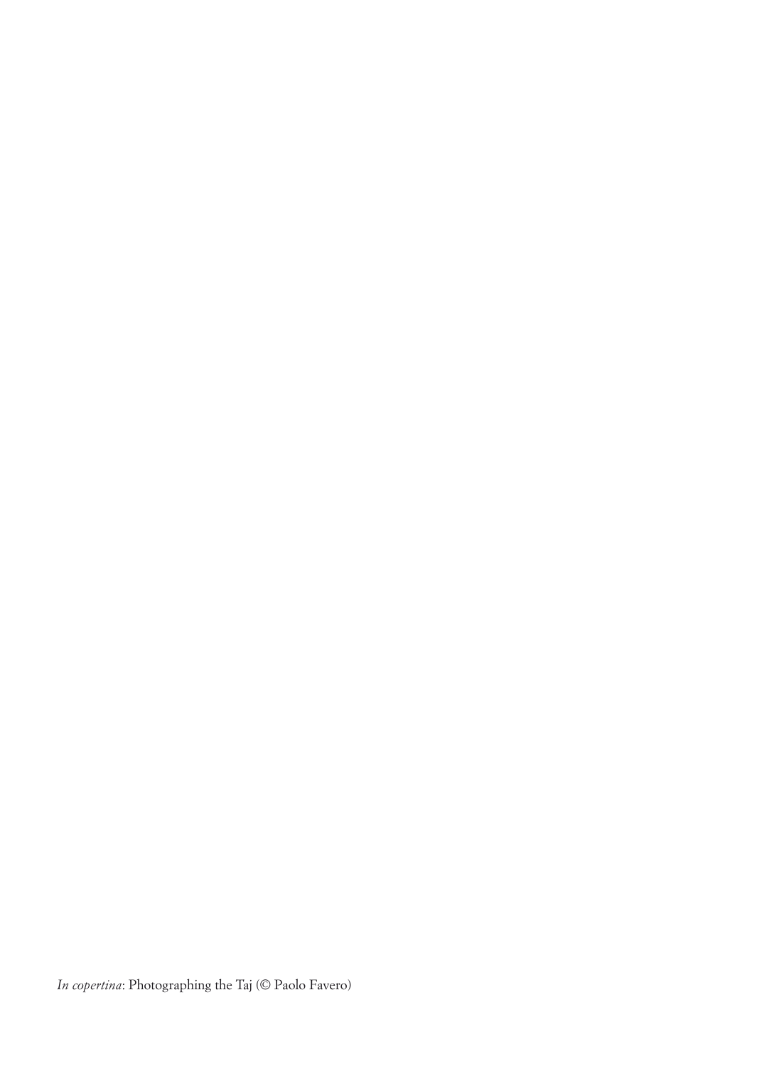*In copertina*: Photographing the Taj (© Paolo Favero)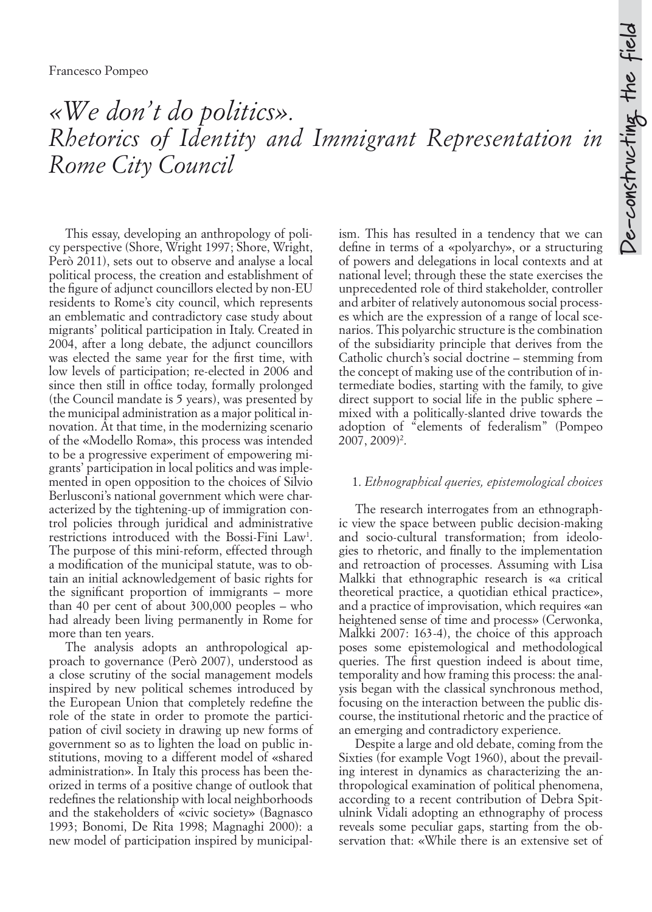Francesco Pompeo

# «We don't do politics». Rhetorics of Identity and Immigrant Representation in Rome City Council

This essay, developing an anthropology of policy perspective (Shore, Wright 1997; Shore, Wright, Però 2011), sets out to observe and analyse a local political process, the creation and establishment of the figure of adjunct councillors elected by non-EU residents to Rome's city council, which represents an emblematic and contradictory case study about migrants' political participation in Italy. Created in 2004, after a long debate, the adjunct councillors was elected the same year for the first time, with low levels of participation; re-elected in 2006 and since then still in office today, formally prolonged (the Council mandate is 5 years), was presented by the municipal administration as a major political innovation. At that time, in the modernizing scenario of the «Modello Roma», this process was intended to be a progressive experiment of empowering migrants' participation in local politics and was implemented in open opposition to the choices of Silvio Berlusconi's national government which were characterized by the tightening-up of immigration control policies through juridical and administrative restrictions introduced with the Bossi-Fini Law[1]. The purpose of this mini-reform, effected through a modification of the municipal statute, was to obtain an initial acknowledgement of basic rights for the significant proportion of immigrants – more than 40 per cent of about 300,000 peoples – who had already been living permanently in Rome for more than ten years.

The analysis adopts an anthropological approach to governance (Però 2007), understood as a close scrutiny of the social management models inspired by new political schemes introduced by the European Union that completely redefine the role of the state in order to promote the participation of civil society in drawing up new forms of government so as to lighten the load on public institutions, moving to a different model of «shared administration». In Italy this process has been theorized in terms of a positive change of outlook that redefines the relationship with local neighborhoods and the stakeholders of «civic society» (Bagnasco 1993; Bonomi, De Rita 1998; Magnaghi 2000): a new model of participation inspired by municipalism. This has resulted in a tendency that we can define in terms of a «polyarchy», or a structuring of powers and delegations in local contexts and at national level; through these the state exercises the unprecedented role of third stakeholder, controller and arbiter of relatively autonomous social processes which are the expression of a range of local scenarios. This polyarchic structure is the combination of the subsidiarity principle that derives from the Catholic church's social doctrine – stemming from the concept of making use of the contribution of intermediate bodies, starting with the family, to give direct support to social life in the public sphere – mixed with a politically-slanted drive towards the adoption of "elements of federalism" (Pompeo 2007, 2009)[2].

## 1. *Ethnographical queries, epistemological choices*

The research interrogates from an ethnographic view the space between public decision-making and socio-cultural transformation; from ideologies to rhetoric, and finally to the implementation and retroaction of processes. Assuming with Lisa Malkki that ethnographic research is «a critical theoretical practice, a quotidian ethical practice», and a practice of improvisation, which requires «an heightened sense of time and process» (Cerwonka, Malkki 2007: 163-4), the choice of this approach poses some epistemological and methodological queries. The first question indeed is about time, temporality and how framing this process: the analysis began with the classical synchronous method, focusing on the interaction between the public discourse, the institutional rhetoric and the practice of an emerging and contradictory experience.

Despite a large and old debate, coming from the Sixties (for example Vogt 1960), about the prevailing interest in dynamics as characterizing the anthropological examination of political phenomena, according to a recent contribution of Debra Spitulnink Vidali adopting an ethnography of process reveals some peculiar gaps, starting from the observation that: «While there is an extensive set of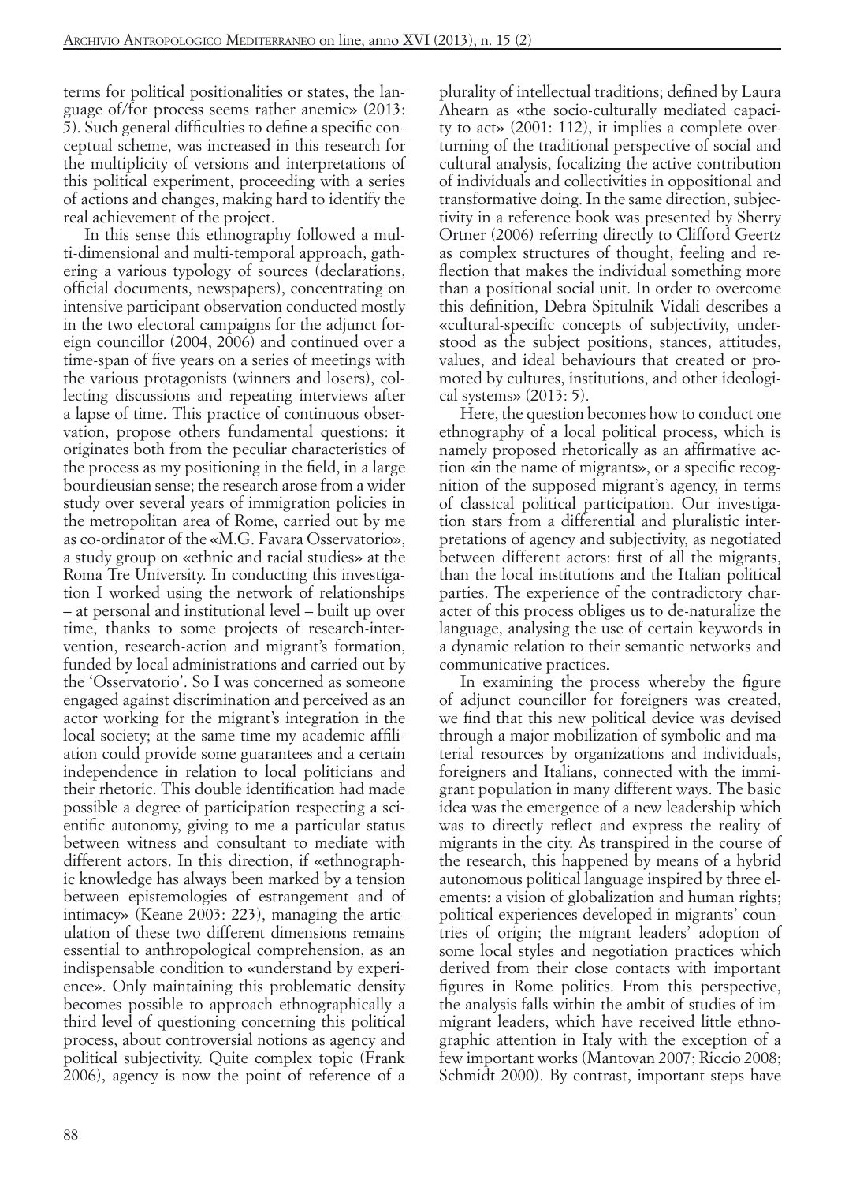terms for political positionalities or states, the language of/for process seems rather anemic» (2013: 5). Such general difficulties to define a specific conceptual scheme, was increased in this research for the multiplicity of versions and interpretations of this political experiment, proceeding with a series of actions and changes, making hard to identify the real achievement of the project.

In this sense this ethnography followed a multi-dimensional and multi-temporal approach, gathering a various typology of sources (declarations, official documents, newspapers), concentrating on intensive participant observation conducted mostly in the two electoral campaigns for the adjunct foreign councillor (2004, 2006) and continued over a time-span of five years on a series of meetings with the various protagonists (winners and losers), collecting discussions and repeating interviews after a lapse of time. This practice of continuous observation, propose others fundamental questions: it originates both from the peculiar characteristics of the process as my positioning in the field, in a large bourdieusian sense; the research arose from a wider study over several years of immigration policies in the metropolitan area of Rome, carried out by me as co-ordinator of the «M.G. Favara Osservatorio», a study group on «ethnic and racial studies» at the Roma Tre University. In conducting this investigation I worked using the network of relationships – at personal and institutional level – built up over time, thanks to some projects of research-intervention, research-action and migrant's formation, funded by local administrations and carried out by the 'Osservatorio'. So I was concerned as someone engaged against discrimination and perceived as an actor working for the migrant's integration in the local society; at the same time my academic affiliation could provide some guarantees and a certain independence in relation to local politicians and their rhetoric. This double identification had made possible a degree of participation respecting a scientific autonomy, giving to me a particular status between witness and consultant to mediate with different actors. In this direction, if «ethnographic knowledge has always been marked by a tension between epistemologies of estrangement and of intimacy» (Keane 2003: 223), managing the articulation of these two different dimensions remains essential to anthropological comprehension, as an indispensable condition to «understand by experience». Only maintaining this problematic density becomes possible to approach ethnographically a third level of questioning concerning this political process, about controversial notions as agency and political subjectivity. Quite complex topic (Frank 2006), agency is now the point of reference of a plurality of intellectual traditions; defined by Laura Ahearn as «the socio-culturally mediated capacity to act» (2001: 112), it implies a complete overturning of the traditional perspective of social and cultural analysis, focalizing the active contribution of individuals and collectivities in oppositional and transformative doing. In the same direction, subjectivity in a reference book was presented by Sherry Ortner (2006) referring directly to Clifford Geertz as complex structures of thought, feeling and reflection that makes the individual something more than a positional social unit. In order to overcome this definition, Debra Spitulnik Vidali describes a «cultural-specific concepts of subjectivity, understood as the subject positions, stances, attitudes, values, and ideal behaviours that created or promoted by cultures, institutions, and other ideological systems» (2013: 5).

Here, the question becomes how to conduct one ethnography of a local political process, which is namely proposed rhetorically as an affirmative action «in the name of migrants», or a specific recognition of the supposed migrant's agency, in terms of classical political participation. Our investigation stars from a differential and pluralistic interpretations of agency and subjectivity, as negotiated between different actors: first of all the migrants, than the local institutions and the Italian political parties. The experience of the contradictory character of this process obliges us to de-naturalize the language, analysing the use of certain keywords in a dynamic relation to their semantic networks and communicative practices.

In examining the process whereby the figure of adjunct councillor for foreigners was created, we find that this new political device was devised through a major mobilization of symbolic and material resources by organizations and individuals, foreigners and Italians, connected with the immigrant population in many different ways. The basic idea was the emergence of a new leadership which was to directly reflect and express the reality of migrants in the city. As transpired in the course of the research, this happened by means of a hybrid autonomous political language inspired by three elements: a vision of globalization and human rights; political experiences developed in migrants' countries of origin; the migrant leaders' adoption of some local styles and negotiation practices which derived from their close contacts with important figures in Rome politics. From this perspective, the analysis falls within the ambit of studies of immigrant leaders, which have received little ethnographic attention in Italy with the exception of a few important works (Mantovan 2007; Riccio 2008; Schmidt 2000). By contrast, important steps have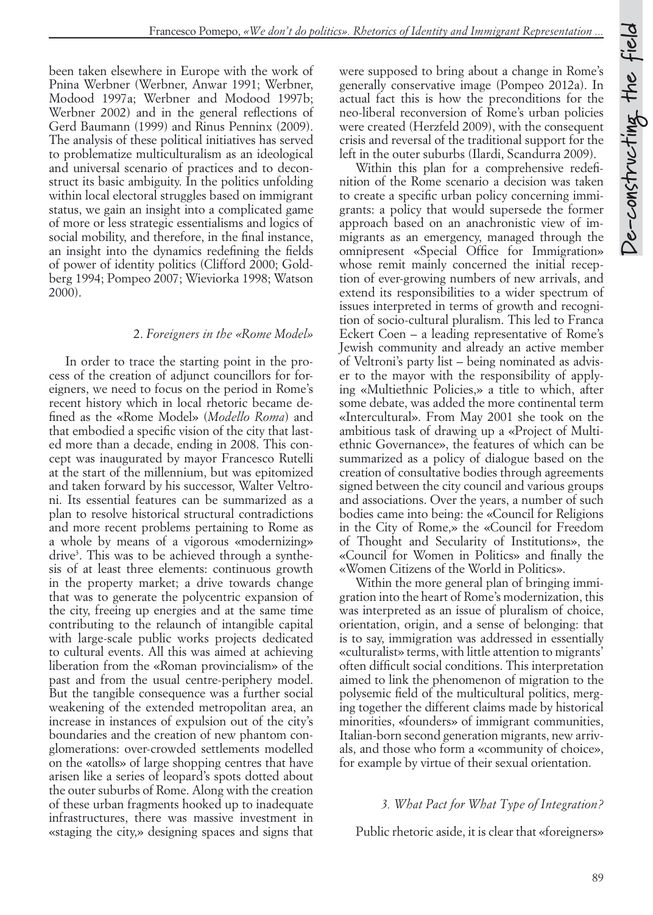been taken elsewhere in Europe with the work of Pnina Werbner (Werbner, Anwar 1991; Werbner, Modood 1997a; Werbner and Modood 1997b; Werbner 2002) and in the general reflections of Gerd Baumann (1999) and Rinus Penninx (2009). The analysis of these political initiatives has served to problematize multiculturalism as an ideological and universal scenario of practices and to deconstruct its basic ambiguity. In the politics unfolding within local electoral struggles based on immigrant status, we gain an insight into a complicated game of more or less strategic essentialisms and logics of social mobility, and therefore, in the final instance, an insight into the dynamics redefining the fields of power of identity politics (Clifford 2000; Goldberg 1994; Pompeo 2007; Wieviorka 1998; Watson 2000).

## 2. *Foreigners in the «Rome Model»*

In order to trace the starting point in the process of the creation of adjunct councillors for foreigners, we need to focus on the period in Rome's recent history which in local rhetoric became defined as the «Rome Model» (*Modello Roma*) and that embodied a specific vision of the city that lasted more than a decade, ending in 2008. This concept was inaugurated by mayor Francesco Rutelli at the start of the millennium, but was epitomized and taken forward by his successor, Walter Veltroni. Its essential features can be summarized as a plan to resolve historical structural contradictions and more recent problems pertaining to Rome as a whole by means of a vigorous «modernizing» drive[3]. This was to be achieved through a synthesis of at least three elements: continuous growth in the property market; a drive towards change that was to generate the polycentric expansion of the city, freeing up energies and at the same time contributing to the relaunch of intangible capital with large-scale public works projects dedicated to cultural events. All this was aimed at achieving liberation from the «Roman provincialism» of the past and from the usual centre-periphery model. But the tangible consequence was a further social weakening of the extended metropolitan area, an increase in instances of expulsion out of the city's boundaries and the creation of new phantom conglomerations: over-crowded settlements modelled on the «atolls» of large shopping centres that have arisen like a series of leopard's spots dotted about the outer suburbs of Rome. Along with the creation of these urban fragments hooked up to inadequate infrastructures, there was massive investment in «staging the city,» designing spaces and signs that were supposed to bring about a change in Rome's generally conservative image (Pompeo 2012a). In actual fact this is how the preconditions for the neo-liberal reconversion of Rome's urban policies were created (Herzfeld 2009), with the consequent crisis and reversal of the traditional support for the left in the outer suburbs (Ilardi, Scandurra 2009).

Within this plan for a comprehensive redefinition of the Rome scenario a decision was taken to create a specific urban policy concerning immigrants: a policy that would supersede the former approach based on an anachronistic view of immigrants as an emergency, managed through the omnipresent «Special Office for Immigration» whose remit mainly concerned the initial reception of ever-growing numbers of new arrivals, and extend its responsibilities to a wider spectrum of issues interpreted in terms of growth and recognition of socio-cultural pluralism. This led to Franca Eckert Coen – a leading representative of Rome's Jewish community and already an active member of Veltroni's party list – being nominated as adviser to the mayor with the responsibility of applying «Multiethnic Policies,» a title to which, after some debate, was added the more continental term «Intercultural». From May 2001 she took on the ambitious task of drawing up a «Project of Multiethnic Governance», the features of which can be summarized as a policy of dialogue based on the creation of consultative bodies through agreements signed between the city council and various groups and associations. Over the years, a number of such bodies came into being: the «Council for Religions in the City of Rome,» the «Council for Freedom of Thought and Secularity of Institutions», the «Council for Women in Politics» and finally the «Women Citizens of the World in Politics».

Within the more general plan of bringing immigration into the heart of Rome's modernization, this was interpreted as an issue of pluralism of choice, orientation, origin, and a sense of belonging: that is to say, immigration was addressed in essentially «culturalist» terms, with little attention to migrants' often difficult social conditions. This interpretation aimed to link the phenomenon of migration to the polysemic field of the multicultural politics, merging together the different claims made by historical minorities, «founders» of immigrant communities, Italian-born second generation migrants, new arrivals, and those who form a «community of choice», for example by virtue of their sexual orientation.

## *3. What Pact for What Type of Integration?*

Public rhetoric aside, it is clear that «foreigners»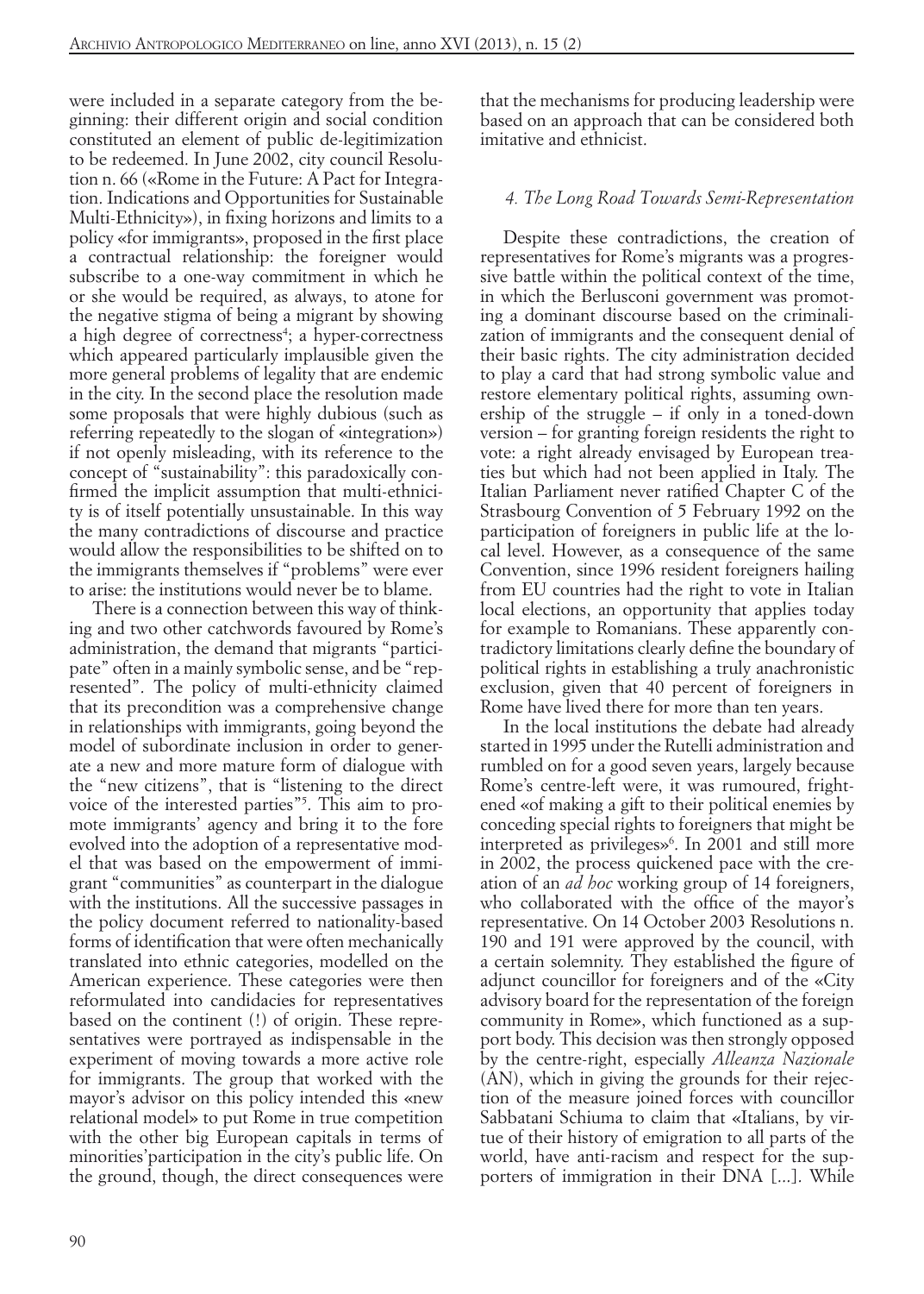were included in a separate category from the beginning: their different origin and social condition constituted an element of public de-legitimization to be redeemed. In June 2002, city council Resolution n. 66 («Rome in the Future: A Pact for Integration. Indications and Opportunities for Sustainable Multi-Ethnicity»), in fixing horizons and limits to a policy «for immigrants», proposed in the first place a contractual relationship: the foreigner would subscribe to a one-way commitment in which he or she would be required, as always, to atone for the negative stigma of being a migrant by showing a high degree of correctness[4]; a hyper-correctness which appeared particularly implausible given the more general problems of legality that are endemic in the city. In the second place the resolution made some proposals that were highly dubious (such as referring repeatedly to the slogan of «integration») if not openly misleading, with its reference to the concept of "sustainability": this paradoxically confirmed the implicit assumption that multi-ethnicity is of itself potentially unsustainable. In this way the many contradictions of discourse and practice would allow the responsibilities to be shifted on to the immigrants themselves if "problems" were ever to arise: the institutions would never be to blame.

There is a connection between this way of thinking and two other catchwords favoured by Rome's administration, the demand that migrants "participate" often in a mainly symbolic sense, and be "represented". The policy of multi-ethnicity claimed that its precondition was a comprehensive change in relationships with immigrants, going beyond the model of subordinate inclusion in order to generate a new and more mature form of dialogue with the "new citizens", that is "listening to the direct voice of the interested parties"[5]. This aim to promote immigrants' agency and bring it to the fore evolved into the adoption of a representative model that was based on the empowerment of immigrant "communities" as counterpart in the dialogue with the institutions. All the successive passages in the policy document referred to nationality-based forms of identification that were often mechanically translated into ethnic categories, modelled on the American experience. These categories were then reformulated into candidacies for representatives based on the continent (!) of origin. These representatives were portrayed as indispensable in the experiment of moving towards a more active role for immigrants. The group that worked with the mayor's advisor on this policy intended this «new relational model» to put Rome in true competition with the other big European capitals in terms of minorities'participation in the city's public life. On the ground, though, the direct consequences were that the mechanisms for producing leadership were based on an approach that can be considered both imitative and ethnicist.

### *4. The Long Road Towards Semi-Representation*

Despite these contradictions, the creation of representatives for Rome's migrants was a progressive battle within the political context of the time, in which the Berlusconi government was promoting a dominant discourse based on the criminalization of immigrants and the consequent denial of their basic rights. The city administration decided to play a card that had strong symbolic value and restore elementary political rights, assuming ownership of the struggle – if only in a toned-down version – for granting foreign residents the right to vote: a right already envisaged by European treaties but which had not been applied in Italy. The Italian Parliament never ratified Chapter C of the Strasbourg Convention of 5 February 1992 on the participation of foreigners in public life at the local level. However, as a consequence of the same Convention, since 1996 resident foreigners hailing from EU countries had the right to vote in Italian local elections, an opportunity that applies today for example to Romanians. These apparently contradictory limitations clearly define the boundary of political rights in establishing a truly anachronistic exclusion, given that 40 percent of foreigners in Rome have lived there for more than ten years.

In the local institutions the debate had already started in 1995 under the Rutelli administration and rumbled on for a good seven years, largely because Rome's centre-left were, it was rumoured, frightened «of making a gift to their political enemies by conceding special rights to foreigners that might be interpreted as privileges»[6]. In 2001 and still more in 2002, the process quickened pace with the creation of an *ad hoc* working group of 14 foreigners, who collaborated with the office of the mayor's representative. On 14 October 2003 Resolutions n. 190 and 191 were approved by the council, with a certain solemnity. They established the figure of adjunct councillor for foreigners and of the «City advisory board for the representation of the foreign community in Rome», which functioned as a support body. This decision was then strongly opposed by the centre-right, especially *Alleanza Nazionale* (AN), which in giving the grounds for their rejection of the measure joined forces with councillor Sabbatani Schiuma to claim that «Italians, by virtue of their history of emigration to all parts of the world, have anti-racism and respect for the supporters of immigration in their DNA [...]. While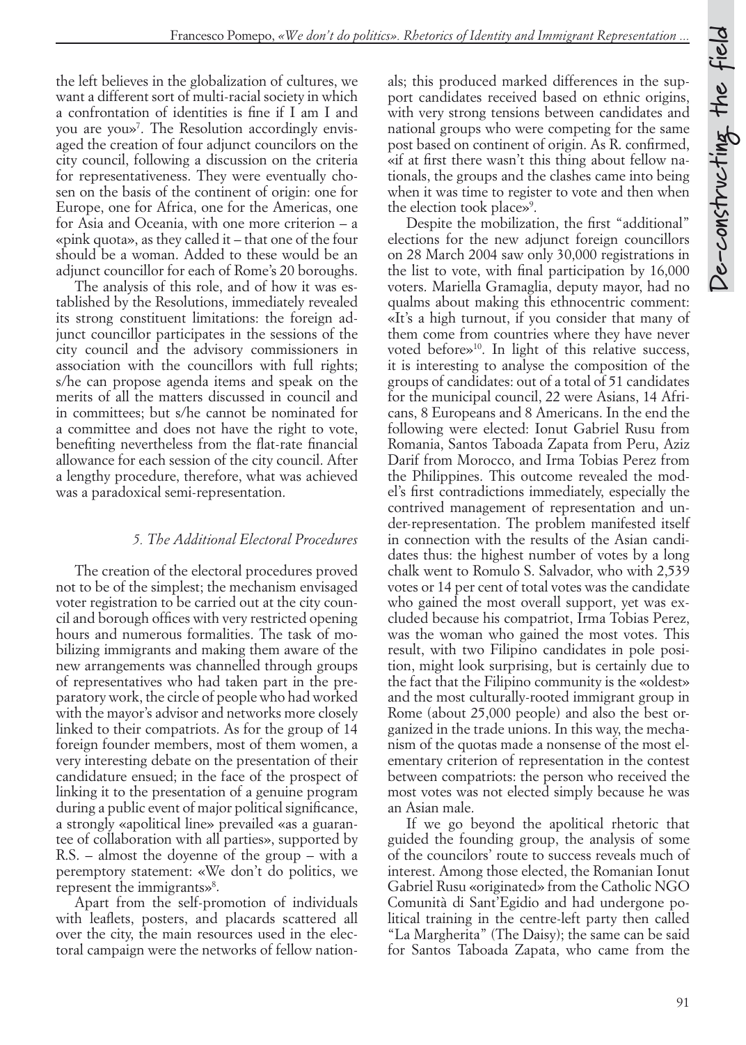the left believes in the globalization of cultures, we want a different sort of multi-racial society in which a confrontation of identities is fine if I am I and you are you»[7]. The Resolution accordingly envisaged the creation of four adjunct councilors on the city council, following a discussion on the criteria for representativeness. They were eventually chosen on the basis of the continent of origin: one for Europe, one for Africa, one for the Americas, one for Asia and Oceania, with one more criterion – a «pink quota», as they called it – that one of the four should be a woman. Added to these would be an adjunct councillor for each of Rome's 20 boroughs.

The analysis of this role, and of how it was established by the Resolutions, immediately revealed its strong constituent limitations: the foreign adjunct councillor participates in the sessions of the city council and the advisory commissioners in association with the councillors with full rights; s/he can propose agenda items and speak on the merits of all the matters discussed in council and in committees; but s/he cannot be nominated for a committee and does not have the right to vote, benefiting nevertheless from the flat-rate financial allowance for each session of the city council. After a lengthy procedure, therefore, what was achieved was a paradoxical semi-representation.

### *5. The Additional Electoral Procedures*

The creation of the electoral procedures proved not to be of the simplest; the mechanism envisaged voter registration to be carried out at the city council and borough offices with very restricted opening hours and numerous formalities. The task of mobilizing immigrants and making them aware of the new arrangements was channelled through groups of representatives who had taken part in the preparatory work, the circle of people who had worked with the mayor's advisor and networks more closely linked to their compatriots. As for the group of 14 foreign founder members, most of them women, a very interesting debate on the presentation of their candidature ensued; in the face of the prospect of linking it to the presentation of a genuine program during a public event of major political significance, a strongly «apolitical line» prevailed «as a guarantee of collaboration with all parties», supported by R.S. – almost the doyenne of the group – with a peremptory statement: «We don't do politics, we represent the immigrants»[8].

Apart from the self-promotion of individuals with leaflets, posters, and placards scattered all over the city, the main resources used in the electoral campaign were the networks of fellow nationals; this produced marked differences in the support candidates received based on ethnic origins, with very strong tensions between candidates and national groups who were competing for the same post based on continent of origin. As R. confirmed, «at first there wasn't this thing about fellow nationals, the groups and the clashes came into being when it was time to register to vote and then when the election took place»[9].

Despite the mobilization, the first "additional" elections for the new adjunct foreign councillors on 28 March 2004 saw only 30,000 registrations in the list to vote, with final participation by 16,000 voters. Mariella Gramaglia, deputy mayor, had no qualms about making this ethnocentric comment: «It's a high turnout, if you consider that many of them come from countries where they have never voted before»[10]. In light of this relative success, it is interesting to analyse the composition of the groups of candidates: out of a total of 51 candidates for the municipal council, 22 were Asians, 14 Africans, 8 Europeans and 8 Americans. In the end the following were elected: Ionut Gabriel Rusu from Romania, Santos Taboada Zapata from Peru, Aziz Darif from Morocco, and Irma Tobias Perez from the Philippines. This outcome revealed the model's first contradictions immediately, especially the contrived management of representation and under-representation. The problem manifested itself in connection with the results of the Asian candidates thus: the highest number of votes by a long chalk went to Romulo S. Salvador, who with 2,539 votes or 14 per cent of total votes was the candidate who gained the most overall support, yet was excluded because his compatriot, Irma Tobias Perez, was the woman who gained the most votes. This result, with two Filipino candidates in pole position, might look surprising, but is certainly due to the fact that the Filipino community is the «oldest» and the most culturally-rooted immigrant group in Rome (about 25,000 people) and also the best organized in the trade unions. In this way, the mechanism of the quotas made a nonsense of the most elementary criterion of representation in the contest between compatriots: the person who received the most votes was not elected simply because he was an Asian male.

If we go beyond the apolitical rhetoric that guided the founding group, the analysis of some of the councilors' route to success reveals much of interest. Among those elected, the Romanian Ionut Gabriel Rusu «originated» from the Catholic NGO Comunità di Sant'Egidio and had undergone political training in the centre-left party then called "La Margherita" (The Daisy); the same can be said for Santos Taboada Zapata, who came from the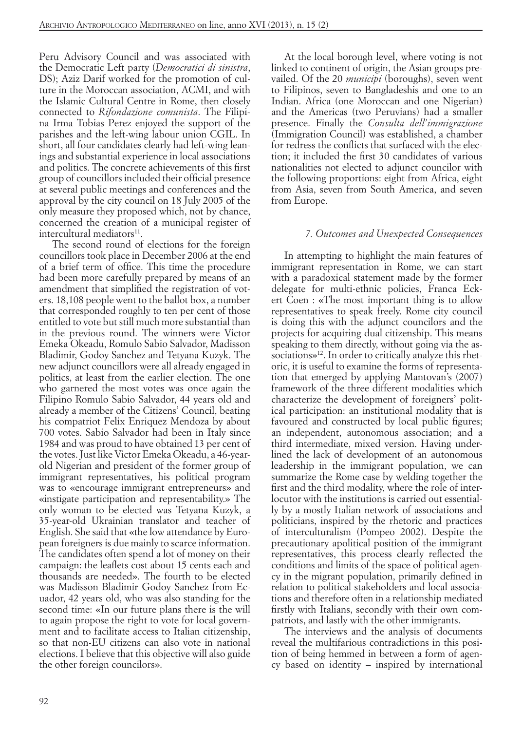Peru Advisory Council and was associated with the Democratic Left party (*Democratici di sinistra*, DS); Aziz Darif worked for the promotion of culture in the Moroccan association, ACMI, and with the Islamic Cultural Centre in Rome, then closely connected to *Rifondazione comunista*. The Filipina Irma Tobias Perez enjoyed the support of the parishes and the left-wing labour union CGIL. In short, all four candidates clearly had left-wing leanings and substantial experience in local associations and politics. The concrete achievements of this first group of councillors included their official presence at several public meetings and conferences and the approval by the city council on 18 July 2005 of the only measure they proposed which, not by chance, concerned the creation of a municipal register of intercultural mediators[11].

The second round of elections for the foreign councillors took place in December 2006 at the end of a brief term of office. This time the procedure had been more carefully prepared by means of an amendment that simplified the registration of voters. 18,108 people went to the ballot box, a number that corresponded roughly to ten per cent of those entitled to vote but still much more substantial than in the previous round. The winners were Victor Emeka Okeadu, Romulo Sabio Salvador, Madisson Bladimir, Godoy Sanchez and Tetyana Kuzyk. The new adjunct councillors were all already engaged in politics, at least from the earlier election. The one who garnered the most votes was once again the Filipino Romulo Sabio Salvador, 44 years old and already a member of the Citizens' Council, beating his compatriot Felix Enriquez Mendoza by about 700 votes. Sabio Salvador had been in Italy since 1984 and was proud to have obtained 13 per cent of the votes. Just like Victor Emeka Okeadu, a 46-year-old Nigerian and president of the former group of immigrant representatives, his political program was to «encourage immigrant entrepreneurs» and «instigate participation and representability.» The only woman to be elected was Tetyana Kuzyk, a 35-year-old Ukrainian translator and teacher of English. She said that «the low attendance by European foreigners is due mainly to scarce information. The candidates often spend a lot of money on their campaign: the leaflets cost about 15 cents each and thousands are needed». The fourth to be elected was Madisson Bladimir Godoy Sanchez from Ecuador, 42 years old, who was also standing for the second time: «In our future plans there is the will to again propose the right to vote for local government and to facilitate access to Italian citizenship, so that non-EU citizens can also vote in national elections. I believe that this objective will also guide the other foreign councilors».

At the local borough level, where voting is not linked to continent of origin, the Asian groups prevailed. Of the 20 *municipi* (boroughs), seven went to Filipinos, seven to Bangladeshis and one to an Indian. Africa (one Moroccan and one Nigerian) and the Americas (two Peruvians) had a smaller presence. Finally the *Consulta dell'immigrazione* (Immigration Council) was established, a chamber for redress the conflicts that surfaced with the election; it included the first 30 candidates of various nationalities not elected to adjunct councilor with the following proportions: eight from Africa, eight from Asia, seven from South America, and seven from Europe.

### *7. Outcomes and Unexpected Consequences*

In attempting to highlight the main features of immigrant representation in Rome, we can start with a paradoxical statement made by the former delegate for multi-ethnic policies, Franca Eckert Coen : «The most important thing is to allow representatives to speak freely. Rome city council is doing this with the adjunct councilors and the projects for acquiring dual citizenship. This means speaking to them directly, without going via the associations»[12]. In order to critically analyze this rhetoric, it is useful to examine the forms of representation that emerged by applying Mantovan's (2007) framework of the three different modalities which characterize the development of foreigners' political participation: an institutional modality that is favoured and constructed by local public figures; an independent, autonomous association; and a third intermediate, mixed version. Having underlined the lack of development of an autonomous leadership in the immigrant population, we can summarize the Rome case by welding together the first and the third modality, where the role of interlocutor with the institutions is carried out essentially by a mostly Italian network of associations and politicians, inspired by the rhetoric and practices of interculturalism (Pompeo 2002). Despite the precautionary apolitical position of the immigrant representatives, this process clearly reflected the conditions and limits of the space of political agency in the migrant population, primarily defined in relation to political stakeholders and local associations and therefore often in a relationship mediated firstly with Italians, secondly with their own compatriots, and lastly with the other immigrants.

The interviews and the analysis of documents reveal the multifarious contradictions in this position of being hemmed in between a form of agency based on identity – inspired by international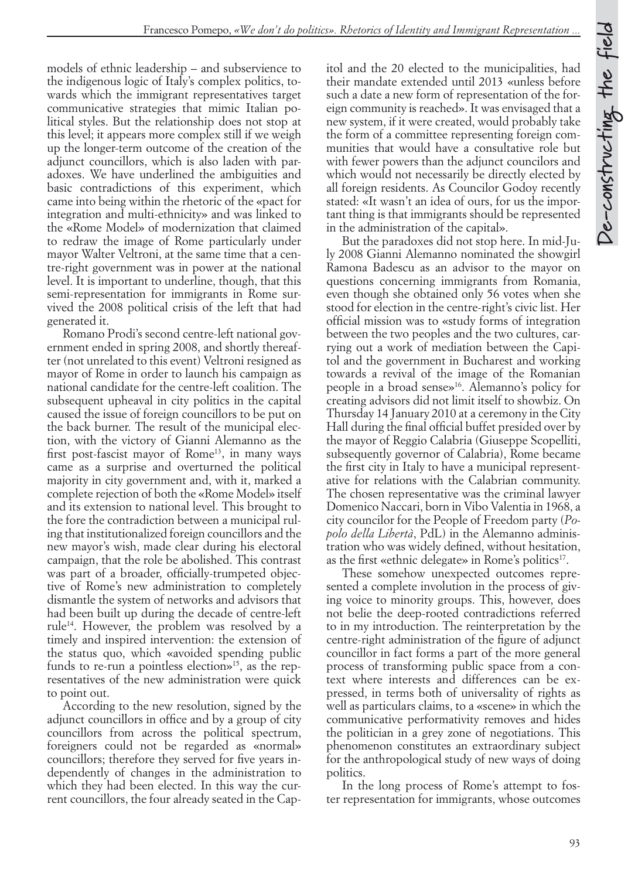models of ethnic leadership – and subservience to the indigenous logic of Italy's complex politics, towards which the immigrant representatives target communicative strategies that mimic Italian political styles. But the relationship does not stop at this level; it appears more complex still if we weigh up the longer-term outcome of the creation of the adjunct councillors, which is also laden with paradoxes. We have underlined the ambiguities and basic contradictions of this experiment, which came into being within the rhetoric of the «pact for integration and multi-ethnicity» and was linked to the «Rome Model» of modernization that claimed to redraw the image of Rome particularly under mayor Walter Veltroni, at the same time that a centre-right government was in power at the national level. It is important to underline, though, that this semi-representation for immigrants in Rome survived the 2008 political crisis of the left that had generated it.

Romano Prodi's second centre-left national government ended in spring 2008, and shortly thereafter (not unrelated to this event) Veltroni resigned as mayor of Rome in order to launch his campaign as national candidate for the centre-left coalition. The subsequent upheaval in city politics in the capital caused the issue of foreign councillors to be put on the back burner. The result of the municipal election, with the victory of Gianni Alemanno as the first post-fascist mayor of Rome[13], in many ways came as a surprise and overturned the political majority in city government and, with it, marked a complete rejection of both the «Rome Model» itself and its extension to national level. This brought to the fore the contradiction between a municipal ruling that institutionalized foreign councillors and the new mayor's wish, made clear during his electoral campaign, that the role be abolished. This contrast was part of a broader, officially-trumpeted objective of Rome's new administration to completely dismantle the system of networks and advisors that had been built up during the decade of centre-left rule[14]. However, the problem was resolved by a timely and inspired intervention: the extension of the status quo, which «avoided spending public funds to re-run a pointless election»[15], as the representatives of the new administration were quick to point out.

According to the new resolution, signed by the adjunct councillors in office and by a group of city councillors from across the political spectrum, foreigners could not be regarded as «normal» councillors; therefore they served for five years independently of changes in the administration to which they had been elected. In this way the current councillors, the four already seated in the Capitol and the 20 elected to the municipalities, had their mandate extended until 2013 «unless before such a date a new form of representation of the foreign community is reached». It was envisaged that a new system, if it were created, would probably take the form of a committee representing foreign communities that would have a consultative role but with fewer powers than the adjunct councilors and which would not necessarily be directly elected by all foreign residents. As Councilor Godoy recently stated: «It wasn't an idea of ours, for us the important thing is that immigrants should be represented in the administration of the capital».

But the paradoxes did not stop here. In mid-July 2008 Gianni Alemanno nominated the showgirl Ramona Badescu as an advisor to the mayor on questions concerning immigrants from Romania, even though she obtained only 56 votes when she stood for election in the centre-right's civic list. Her official mission was to «study forms of integration between the two peoples and the two cultures, carrying out a work of mediation between the Capitol and the government in Bucharest and working towards a revival of the image of the Romanian people in a broad sense»[16]. Alemanno's policy for creating advisors did not limit itself to showbiz. On Thursday 14 January 2010 at a ceremony in the City Hall during the final official buffet presided over by the mayor of Reggio Calabria (Giuseppe Scopelliti, subsequently governor of Calabria), Rome became the first city in Italy to have a municipal representative for relations with the Calabrian community. The chosen representative was the criminal lawyer Domenico Naccari, born in Vibo Valentia in 1968, a city councilor for the People of Freedom party (*Popolo della Libertà*, PdL) in the Alemanno administration who was widely defined, without hesitation, as the first «ethnic delegate» in Rome's politics[17].

These somehow unexpected outcomes represented a complete involution in the process of giving voice to minority groups. This, however, does not belie the deep-rooted contradictions referred to in my introduction. The reinterpretation by the centre-right administration of the figure of adjunct councillor in fact forms a part of the more general process of transforming public space from a context where interests and differences can be expressed, in terms both of universality of rights as well as particulars claims, to a «scene» in which the communicative performativity removes and hides the politician in a grey zone of negotiations. This phenomenon constitutes an extraordinary subject for the anthropological study of new ways of doing politics.

In the long process of Rome's attempt to foster representation for immigrants, whose outcomes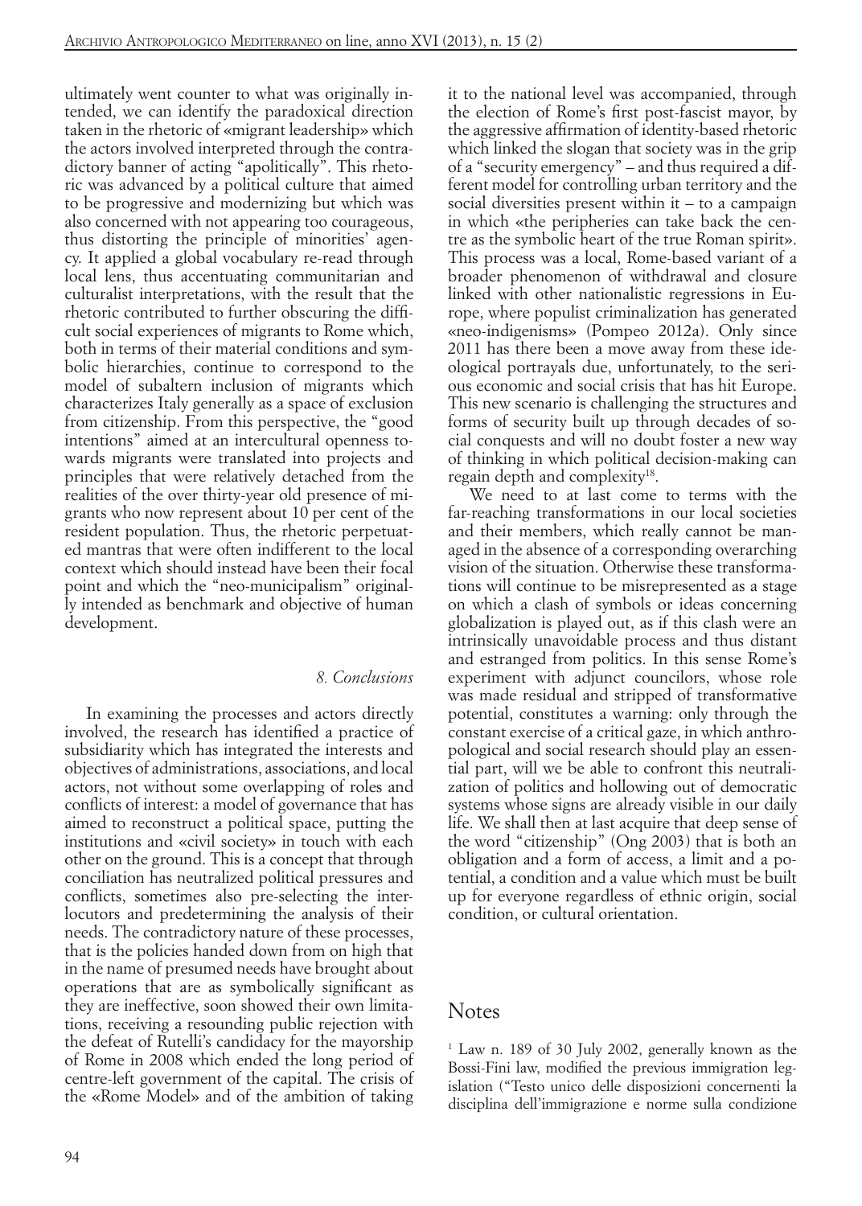ultimately went counter to what was originally intended, we can identify the paradoxical direction taken in the rhetoric of «migrant leadership» which the actors involved interpreted through the contradictory banner of acting "apolitically". This rhetoric was advanced by a political culture that aimed to be progressive and modernizing but which was also concerned with not appearing too courageous, thus distorting the principle of minorities' agency. It applied a global vocabulary re-read through local lens, thus accentuating communitarian and culturalist interpretations, with the result that the rhetoric contributed to further obscuring the difficult social experiences of migrants to Rome which, both in terms of their material conditions and symbolic hierarchies, continue to correspond to the model of subaltern inclusion of migrants which characterizes Italy generally as a space of exclusion from citizenship. From this perspective, the "good intentions" aimed at an intercultural openness towards migrants were translated into projects and principles that were relatively detached from the realities of the over thirty-year old presence of migrants who now represent about 10 per cent of the resident population. Thus, the rhetoric perpetuated mantras that were often indifferent to the local context which should instead have been their focal point and which the "neo-municipalism" originally intended as benchmark and objective of human development.

## *8. Conclusions*

In examining the processes and actors directly involved, the research has identified a practice of subsidiarity which has integrated the interests and objectives of administrations, associations, and local actors, not without some overlapping of roles and conflicts of interest: a model of governance that has aimed to reconstruct a political space, putting the institutions and «civil society» in touch with each other on the ground. This is a concept that through conciliation has neutralized political pressures and conflicts, sometimes also pre-selecting the interlocutors and predetermining the analysis of their needs. The contradictory nature of these processes, that is the policies handed down from on high that in the name of presumed needs have brought about operations that are as symbolically significant as they are ineffective, soon showed their own limitations, receiving a resounding public rejection with the defeat of Rutelli's candidacy for the mayorship of Rome in 2008 which ended the long period of centre-left government of the capital. The crisis of the «Rome Model» and of the ambition of taking it to the national level was accompanied, through the election of Rome's first post-fascist mayor, by the aggressive affirmation of identity-based rhetoric which linked the slogan that society was in the grip of a "security emergency" – and thus required a different model for controlling urban territory and the social diversities present within it – to a campaign in which «the peripheries can take back the centre as the symbolic heart of the true Roman spirit». This process was a local, Rome-based variant of a broader phenomenon of withdrawal and closure linked with other nationalistic regressions in Europe, where populist criminalization has generated «neo-indigenisms» (Pompeo 2012a). Only since 2011 has there been a move away from these ideological portrayals due, unfortunately, to the serious economic and social crisis that has hit Europe. This new scenario is challenging the structures and forms of security built up through decades of social conquests and will no doubt foster a new way of thinking in which political decision-making can regain depth and complexity[18].

We need to at last come to terms with the far-reaching transformations in our local societies and their members, which really cannot be managed in the absence of a corresponding overarching vision of the situation. Otherwise these transformations will continue to be misrepresented as a stage on which a clash of symbols or ideas concerning globalization is played out, as if this clash were an intrinsically unavoidable process and thus distant and estranged from politics. In this sense Rome's experiment with adjunct councilors, whose role was made residual and stripped of transformative potential, constitutes a warning: only through the constant exercise of a critical gaze, in which anthropological and social research should play an essential part, will we be able to confront this neutralization of politics and hollowing out of democratic systems whose signs are already visible in our daily life. We shall then at last acquire that deep sense of the word "citizenship" (Ong 2003) that is both an obligation and a form of access, a limit and a potential, a condition and a value which must be built up for everyone regardless of ethnic origin, social condition, or cultural orientation.

## Notes

[1] Law n. 189 of 30 July 2002, generally known as the Bossi-Fini law, modified the previous immigration legislation ("Testo unico delle disposizioni concernenti la disciplina dell'immigrazione e norme sulla condizione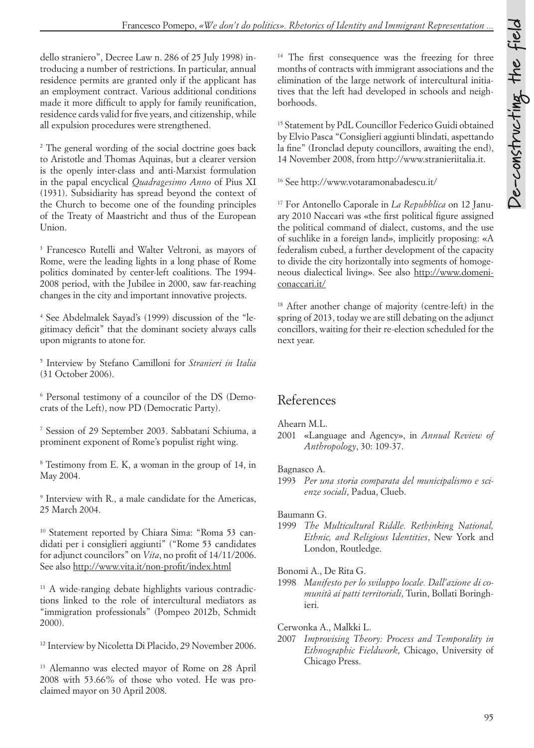dello straniero", Decree Law n. 286 of 25 July 1998) introducing a number of restrictions. In particular, annual residence permits are granted only if the applicant has an employment contract. Various additional conditions made it more difficult to apply for family reunification, residence cards valid for five years, and citizenship, while all expulsion procedures were strengthened.

[2] The general wording of the social doctrine goes back to Aristotle and Thomas Aquinas, but a clearer version is the openly inter-class and anti-Marxist formulation in the papal encyclical *Quadragesimo Anno* of Pius XI (1931). Subsidiarity has spread beyond the context of the Church to become one of the founding principles of the Treaty of Maastricht and thus of the European Union.

[3] Francesco Rutelli and Walter Veltroni, as mayors of Rome, were the leading lights in a long phase of Rome politics dominated by center-left coalitions. The 1994-2008 period, with the Jubilee in 2000, saw far-reaching changes in the city and important innovative projects.

[4] See Abdelmalek Sayad's (1999) discussion of the "legitimacy deficit" that the dominant society always calls upon migrants to atone for.

[5] Interview by Stefano Camilloni for *Stranieri in Italia* (31 October 2006).

[6] Personal testimony of a councilor of the DS (Democrats of the Left), now PD (Democratic Party).

[7] Session of 29 September 2003. Sabbatani Schiuma, a prominent exponent of Rome's populist right wing.

[8] Testimony from E. K, a woman in the group of 14, in May 2004.

[9] Interview with R., a male candidate for the Americas, 25 March 2004.

[10] Statement reported by Chiara Sima: "Roma 53 candidati per i consiglieri aggiunti" ("Rome 53 candidates for adjunct councilors" on *Vita*, no profit of 14/11/2006. See also http://www.vita.it/non-profit/index.html

[11] A wide-ranging debate highlights various contradictions linked to the role of intercultural mediators as "immigration professionals" (Pompeo 2012b, Schmidt 2000).

[12] Interview by Nicoletta Di Placido, 29 November 2006.

[13] Alemanno was elected mayor of Rome on 28 April 2008 with 53.66% of those who voted. He was proclaimed mayor on 30 April 2008.

[14] The first consequence was the freezing for three months of contracts with immigrant associations and the elimination of the large network of intercultural initiatives that the left had developed in schools and neighborhoods.

[15] Statement by PdL Councillor Federico Guidi obtained by Elvio Pasca "Consiglieri aggiunti blindati, aspettando la fine" (Ironclad deputy councillors, awaiting the end), 14 November 2008, from http://www.stranieriitalia.it.

[16] See http://www.votaramonabadescu.it/

[17] For Antonello Caporale in *La Repubblica* on 12 January 2010 Naccari was «the first political figure assigned the political command of dialect, customs, and the use of suchlike in a foreign land», implicitly proposing: «A federalism cubed, a further development of the capacity to divide the city horizontally into segments of homogeneous dialectical living». See also http://www.domeniconaccari.it/

[18] After another change of majority (centre-left) in the spring of 2013, today we are still debating on the adjunct concillors, waiting for their re-election scheduled for the next year.

## References

Ahearn M.L.
2001 «Language and Agency», in *Annual Review of Anthropology*, 30: 109-37.

Bagnasco A.
1993 *Per una storia comparata del municipalismo e scienze sociali*, Padua, Clueb.

Baumann G.
1999 *The Multicultural Riddle. Rethinking National, Ethnic, and Religious Identities*, New York and London, Routledge.

Bonomi A., De Rita G.
1998 *Manifesto per lo sviluppo locale. Dall'azione di comunità ai patti territoriali*, Turin, Bollati Boringhieri.

Cerwonka A., Malkki L.
2007 *Improvising Theory: Process and Temporality in Ethnographic Fieldwork*, Chicago, University of Chicago Press.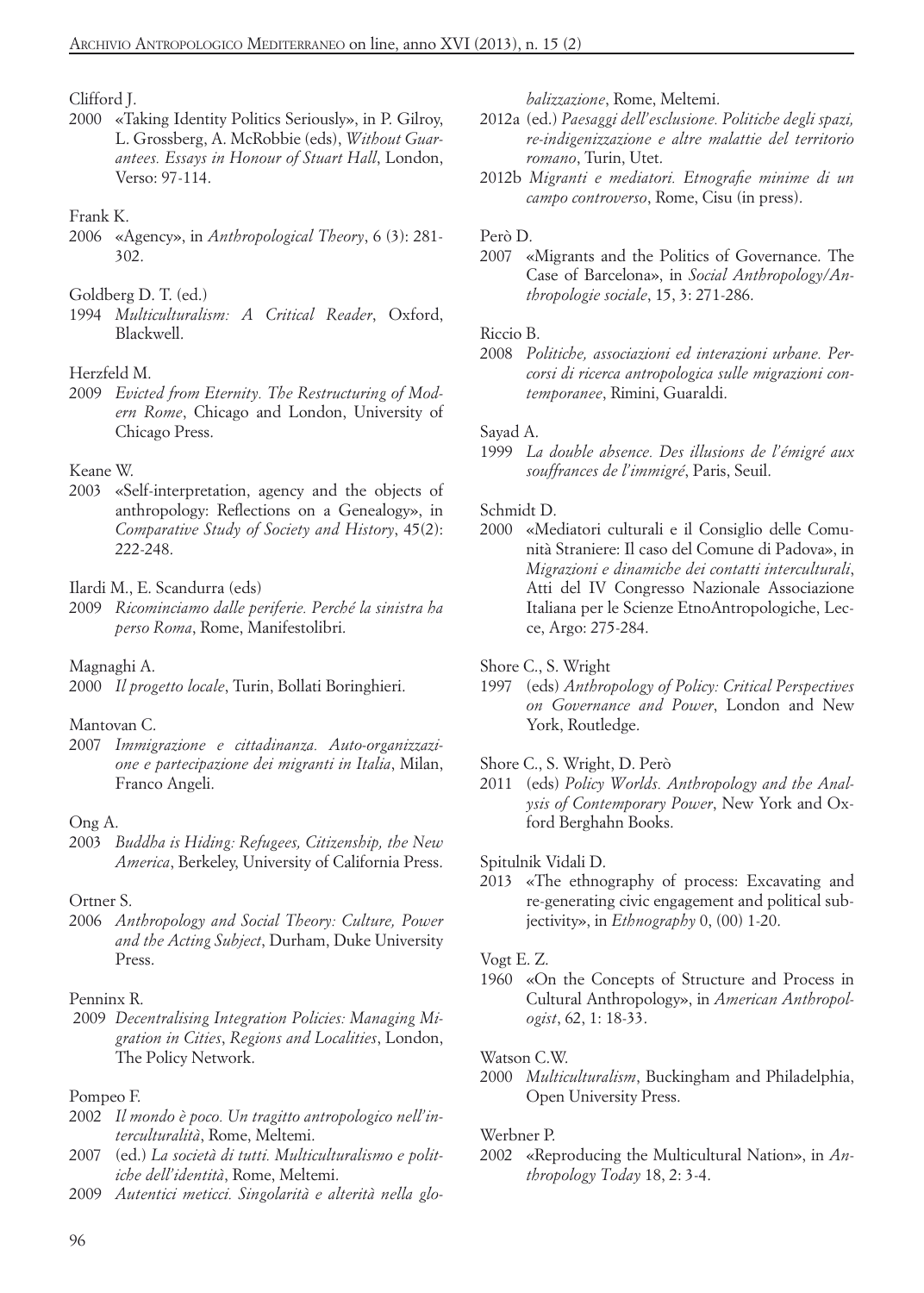Clifford J.

2000 «Taking Identity Politics Seriously», in P. Gilroy, L. Grossberg, A. McRobbie (eds), *Without Guarantees. Essays in Honour of Stuart Hall*, London, Verso: 97-114.

Frank K.

2006 «Agency», in *Anthropological Theory*, 6 (3): 281-302.

Goldberg D. T. (ed.)

1994 *Multiculturalism: A Critical Reader*, Oxford, Blackwell.

Herzfeld M.

2009 *Evicted from Eternity. The Restructuring of Modern Rome*, Chicago and London, University of Chicago Press.

Keane W.

2003 «Self-interpretation, agency and the objects of anthropology: Reflections on a Genealogy», in *Comparative Study of Society and History*, 45(2): 222-248.

Ilardi M., E. Scandurra (eds)

2009 *Ricominciamo dalle periferie. Perché la sinistra ha perso Roma*, Rome, Manifestolibri.

Magnaghi A.

2000 *Il progetto locale*, Turin, Bollati Boringhieri.

Mantovan C.

2007 *Immigrazione e cittadinanza. Auto-organizzazione e partecipazione dei migranti in Italia*, Milan, Franco Angeli.

Ong A.

2003 *Buddha is Hiding: Refugees, Citizenship, the New America*, Berkeley, University of California Press.

Ortner S.

2006 *Anthropology and Social Theory: Culture, Power and the Acting Subject*, Durham, Duke University Press.

Penninx R.

2009 *Decentralising Integration Policies: Managing Migration in Cities, Regions and Localities*, London, The Policy Network.

Pompeo F.

2002 *Il mondo è poco. Un tragitto antropologico nell'interculturalità*, Rome, Meltemi.

2007 (ed.) *La società di tutti. Multiculturalismo e politiche dell'identità*, Rome, Meltemi.

2009 *Autentici meticci. Singolarità e alterità nella globalizzazione*, Rome, Meltemi.

2012a (ed.) *Paesaggi dell'esclusione. Politiche degli spazi, re-indigenizzazione e altre malattie del territorio romano*, Turin, Utet.

2012b *Migranti e mediatori. Etnografie minime di un campo controverso*, Rome, Cisu (in press).

Però D.

2007 «Migrants and the Politics of Governance. The Case of Barcelona», in *Social Anthropology/Anthropologie sociale*, 15, 3: 271-286.

Riccio B.

2008 *Politiche, associazioni ed interazioni urbane. Percorsi di ricerca antropologica sulle migrazioni contemporanee*, Rimini, Guaraldi.

Sayad A.

1999 *La double absence. Des illusions de l'émigré aux souffrances de l'immigré*, Paris, Seuil.

Schmidt D.

2000 «Mediatori culturali e il Consiglio delle Comunità Straniere: Il caso del Comune di Padova», in *Migrazioni e dinamiche dei contatti interculturali*, Atti del IV Congresso Nazionale Associazione Italiana per le Scienze EtnoAntropologiche, Lecce, Argo: 275-284.

Shore C., S. Wright

1997 (eds) *Anthropology of Policy: Critical Perspectives on Governance and Power*, London and New York, Routledge.

Shore C., S. Wright, D. Però

2011 (eds) *Policy Worlds. Anthropology and the Analysis of Contemporary Power*, New York and Oxford Berghahn Books.

Spitulnik Vidali D.

2013 «The ethnography of process: Excavating and re-generating civic engagement and political subjectivity», in *Ethnography* 0, (00) 1-20.

Vogt E. Z.

1960 «On the Concepts of Structure and Process in Cultural Anthropology», in *American Anthropologist*, 62, 1: 18-33.

Watson C.W.

2000 *Multiculturalism*, Buckingham and Philadelphia, Open University Press.

Werbner P.

2002 «Reproducing the Multicultural Nation», in *Anthropology Today* 18, 2: 3-4.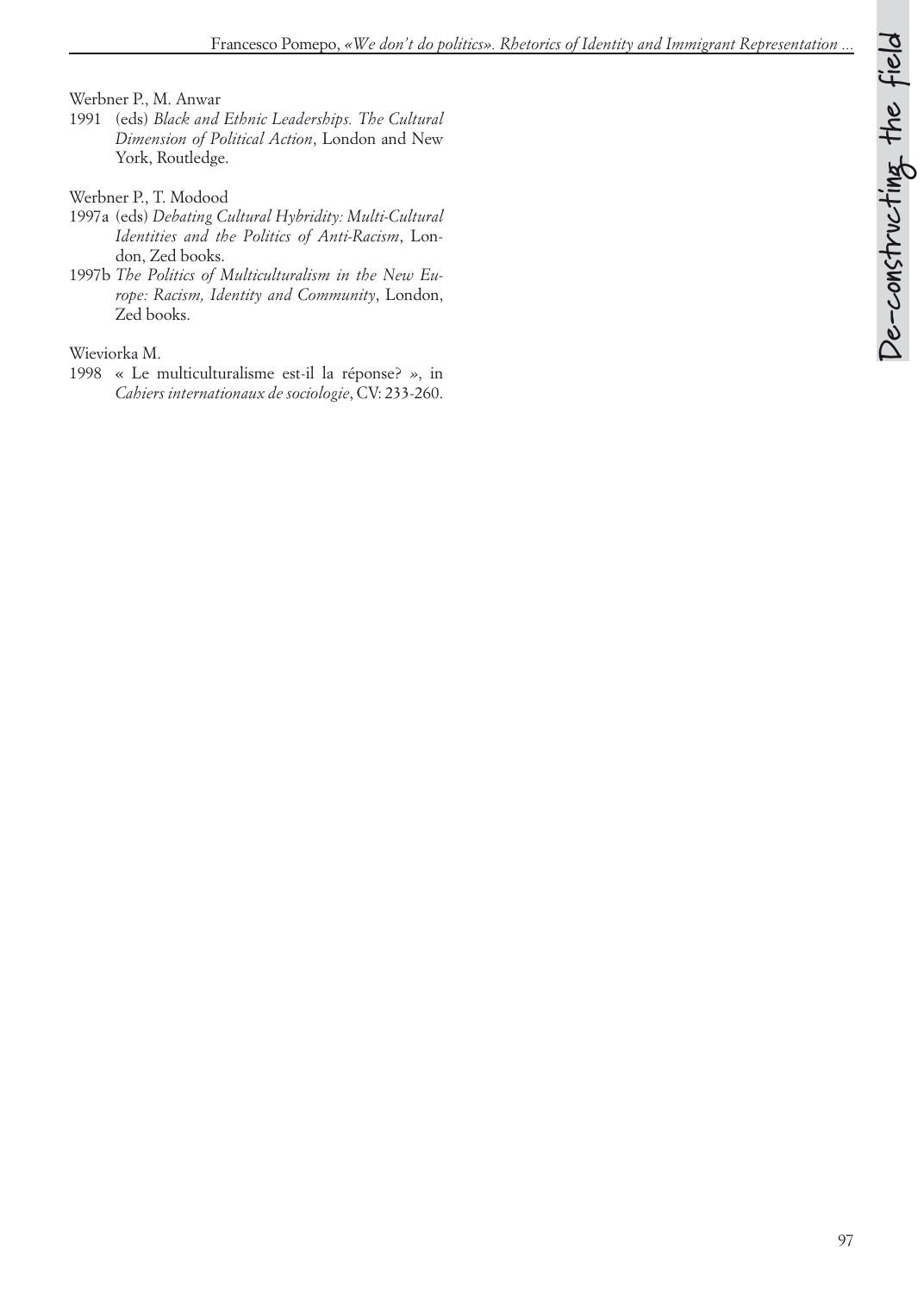Werbner P., M. Anwar

1991 (eds) *Black and Ethnic Leaderships. The Cultural Dimension of Political Action*, London and New York, Routledge.

Werbner P., T. Modood

1997a (eds) *Debating Cultural Hybridity: Multi-Cultural Identities and the Politics of Anti-Racism*, London, Zed books.

1997b *The Politics of Multiculturalism in the New Europe: Racism, Identity and Community*, London, Zed books.

Wieviorka M.

1998 « Le multiculturalisme est-il la réponse? », in *Cahiers internationaux de sociologie*, CV: 233-260.